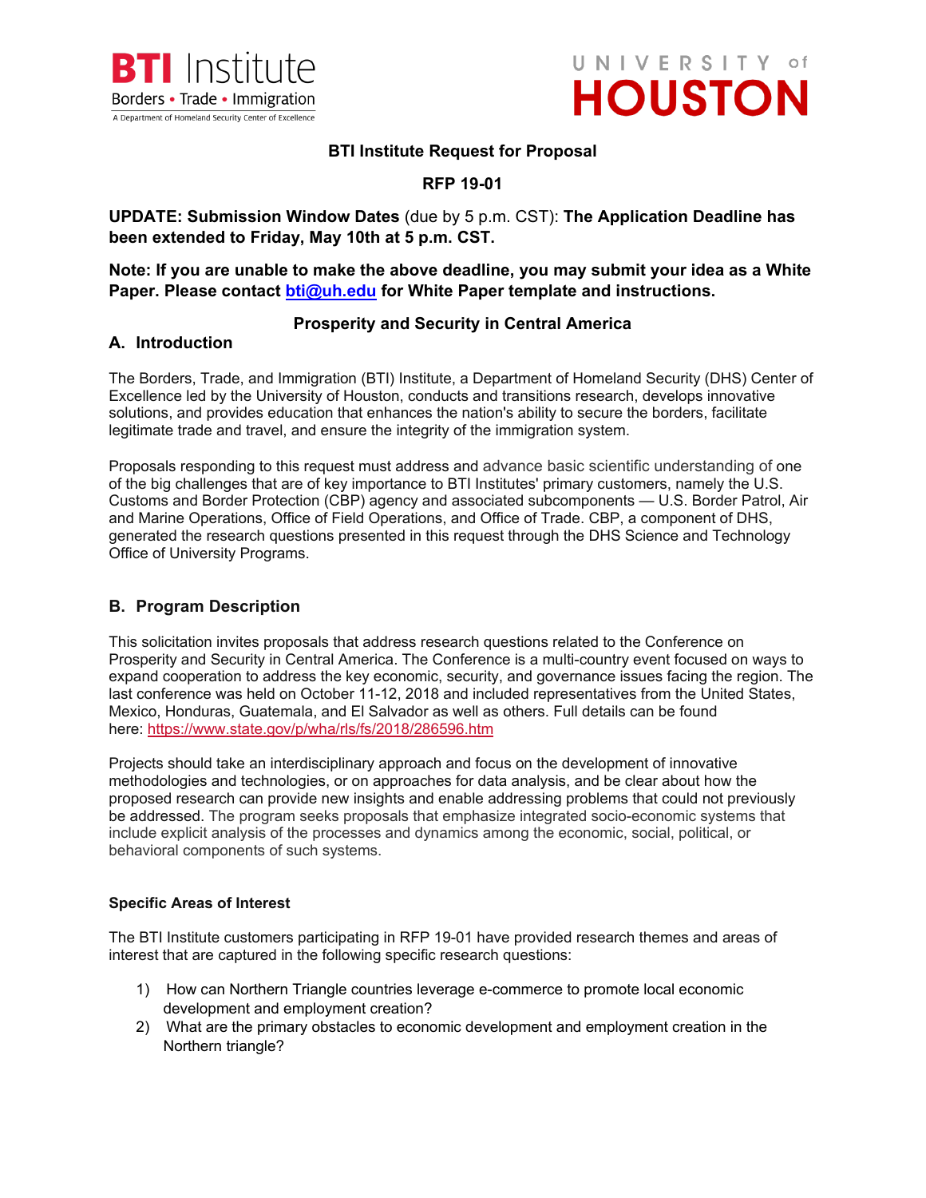BTI Institute — Borders • Trade • Immigration — A Department of Homeland Security Center of Excellence

UNIVERSITY of HOUSTON

# BTI Institute Request for Proposal

## RFP 19-01

**UPDATE: Submission Window Dates** (due by 5 p.m. CST): **The Application Deadline has been extended to Friday, May 10th at 5 p.m. CST.**

**Note: If you are unable to make the above deadline, you may submit your idea as a White Paper. Please contact [bti@uh.edu](mailto:bti@uh.edu) for White Paper template and instructions.**

## Prosperity and Security in Central America

### A. Introduction

The Borders, Trade, and Immigration (BTI) Institute, a Department of Homeland Security (DHS) Center of Excellence led by the University of Houston, conducts and transitions research, develops innovative solutions, and provides education that enhances the nation's ability to secure the borders, facilitate legitimate trade and travel, and ensure the integrity of the immigration system.

Proposals responding to this request must address and advance basic scientific understanding of one of the big challenges that are of key importance to BTI Institutes' primary customers, namely the U.S. Customs and Border Protection (CBP) agency and associated subcomponents — U.S. Border Patrol, Air and Marine Operations, Office of Field Operations, and Office of Trade. CBP, a component of DHS, generated the research questions presented in this request through the DHS Science and Technology Office of University Programs.

### B. Program Description

This solicitation invites proposals that address research questions related to the Conference on Prosperity and Security in Central America. The Conference is a multi-country event focused on ways to expand cooperation to address the key economic, security, and governance issues facing the region. The last conference was held on October 11-12, 2018 and included representatives from the United States, Mexico, Honduras, Guatemala, and El Salvador as well as others. Full details can be found here: [https://www.state.gov/p/wha/rls/fs/2018/286596.htm](https://www.state.gov/p/wha/rls/fs/2018/286596.htm)

Projects should take an interdisciplinary approach and focus on the development of innovative methodologies and technologies, or on approaches for data analysis, and be clear about how the proposed research can provide new insights and enable addressing problems that could not previously be addressed. The program seeks proposals that emphasize integrated socio-economic systems that include explicit analysis of the processes and dynamics among the economic, social, political, or behavioral components of such systems.

#### Specific Areas of Interest

The BTI Institute customers participating in RFP 19-01 have provided research themes and areas of interest that are captured in the following specific research questions:

1) How can Northern Triangle countries leverage e-commerce to promote local economic development and employment creation?
2) What are the primary obstacles to economic development and employment creation in the Northern triangle?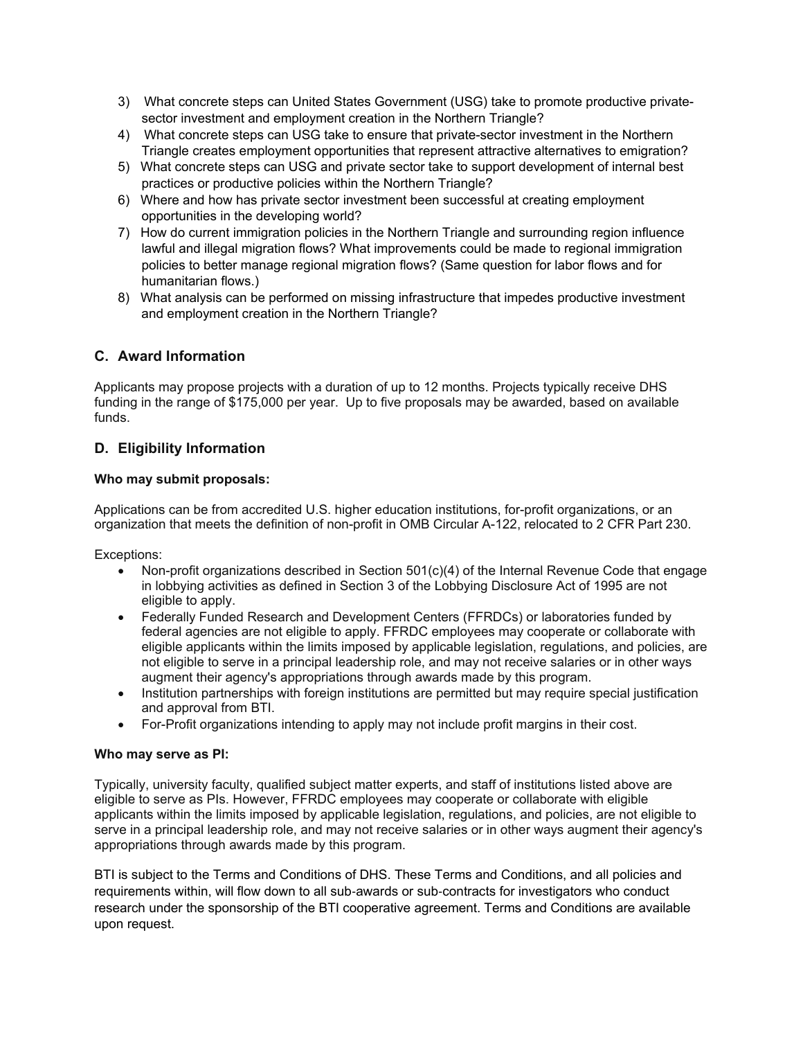3) What concrete steps can United States Government (USG) take to promote productive private-sector investment and employment creation in the Northern Triangle?
4) What concrete steps can USG take to ensure that private-sector investment in the Northern Triangle creates employment opportunities that represent attractive alternatives to emigration?
5) What concrete steps can USG and private sector take to support development of internal best practices or productive policies within the Northern Triangle?
6) Where and how has private sector investment been successful at creating employment opportunities in the developing world?
7) How do current immigration policies in the Northern Triangle and surrounding region influence lawful and illegal migration flows? What improvements could be made to regional immigration policies to better manage regional migration flows? (Same question for labor flows and for humanitarian flows.)
8) What analysis can be performed on missing infrastructure that impedes productive investment and employment creation in the Northern Triangle?

## C. Award Information

Applicants may propose projects with a duration of up to 12 months. Projects typically receive DHS funding in the range of $175,000 per year. Up to five proposals may be awarded, based on available funds.

## D. Eligibility Information

**Who may submit proposals:**

Applications can be from accredited U.S. higher education institutions, for-profit organizations, or an organization that meets the definition of non-profit in OMB Circular A-122, relocated to 2 CFR Part 230.

Exceptions:

- Non-profit organizations described in Section 501(c)(4) of the Internal Revenue Code that engage in lobbying activities as defined in Section 3 of the Lobbying Disclosure Act of 1995 are not eligible to apply.
- Federally Funded Research and Development Centers (FFRDCs) or laboratories funded by federal agencies are not eligible to apply. FFRDC employees may cooperate or collaborate with eligible applicants within the limits imposed by applicable legislation, regulations, and policies, are not eligible to serve in a principal leadership role, and may not receive salaries or in other ways augment their agency's appropriations through awards made by this program.
- Institution partnerships with foreign institutions are permitted but may require special justification and approval from BTI.
- For-Profit organizations intending to apply may not include profit margins in their cost.

**Who may serve as PI:**

Typically, university faculty, qualified subject matter experts, and staff of institutions listed above are eligible to serve as PIs. However, FFRDC employees may cooperate or collaborate with eligible applicants within the limits imposed by applicable legislation, regulations, and policies, are not eligible to serve in a principal leadership role, and may not receive salaries or in other ways augment their agency's appropriations through awards made by this program.

BTI is subject to the Terms and Conditions of DHS. These Terms and Conditions, and all policies and requirements within, will flow down to all sub-awards or sub-contracts for investigators who conduct research under the sponsorship of the BTI cooperative agreement. Terms and Conditions are available upon request.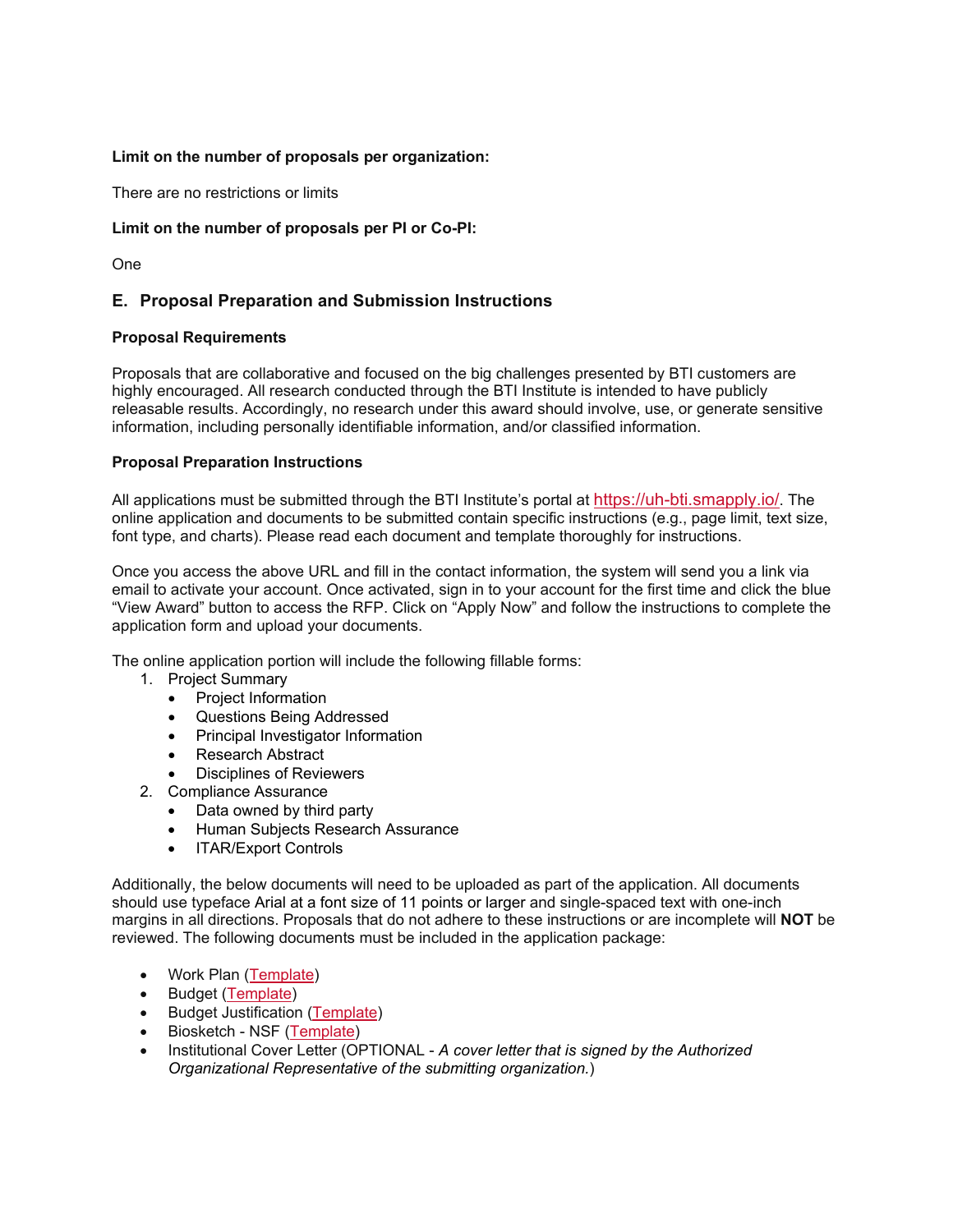**Limit on the number of proposals per organization:**

There are no restrictions or limits

**Limit on the number of proposals per PI or Co-PI:**

One

## E. Proposal Preparation and Submission Instructions

**Proposal Requirements**

Proposals that are collaborative and focused on the big challenges presented by BTI customers are highly encouraged. All research conducted through the BTI Institute is intended to have publicly releasable results. Accordingly, no research under this award should involve, use, or generate sensitive information, including personally identifiable information, and/or classified information.

**Proposal Preparation Instructions**

All applications must be submitted through the BTI Institute's portal at https://uh-bti.smapply.io/. The online application and documents to be submitted contain specific instructions (e.g., page limit, text size, font type, and charts). Please read each document and template thoroughly for instructions.

Once you access the above URL and fill in the contact information, the system will send you a link via email to activate your account. Once activated, sign in to your account for the first time and click the blue "View Award" button to access the RFP. Click on "Apply Now" and follow the instructions to complete the application form and upload your documents.

The online application portion will include the following fillable forms:

1. Project Summary
   - Project Information
   - Questions Being Addressed
   - Principal Investigator Information
   - Research Abstract
   - Disciplines of Reviewers
2. Compliance Assurance
   - Data owned by third party
   - Human Subjects Research Assurance
   - ITAR/Export Controls

Additionally, the below documents will need to be uploaded as part of the application. All documents should use typeface Arial at a font size of 11 points or larger and single-spaced text with one-inch margins in all directions. Proposals that do not adhere to these instructions or are incomplete will **NOT** be reviewed. The following documents must be included in the application package:

- Work Plan (Template)
- Budget (Template)
- Budget Justification (Template)
- Biosketch - NSF (Template)
- Institutional Cover Letter (OPTIONAL - *A cover letter that is signed by the Authorized Organizational Representative of the submitting organization.*)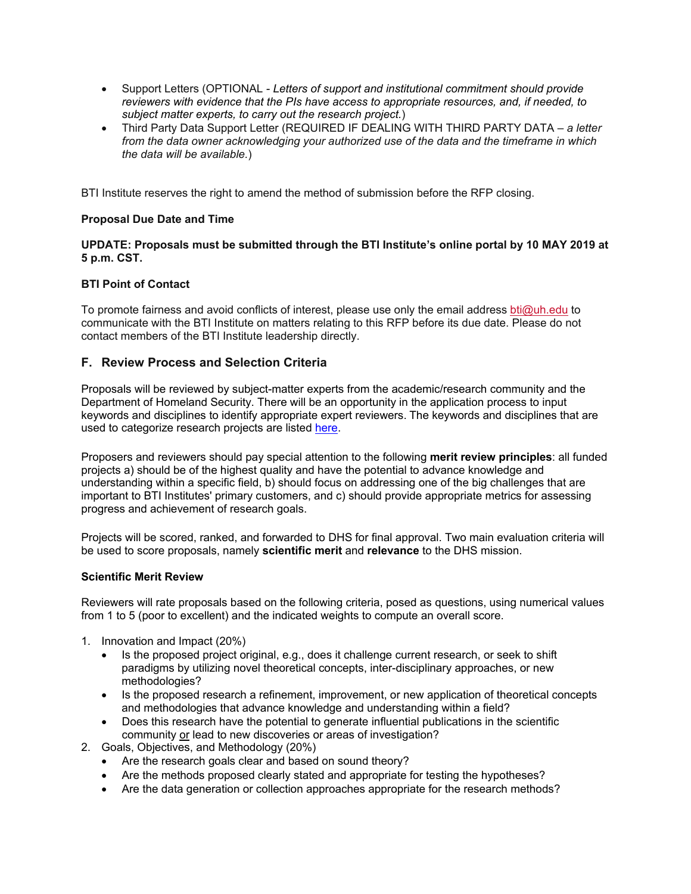- Support Letters (OPTIONAL - *Letters of support and institutional commitment should provide reviewers with evidence that the PIs have access to appropriate resources, and, if needed, to subject matter experts, to carry out the research project.*)
- Third Party Data Support Letter (REQUIRED IF DEALING WITH THIRD PARTY DATA – *a letter from the data owner acknowledging your authorized use of the data and the timeframe in which the data will be available.*)

BTI Institute reserves the right to amend the method of submission before the RFP closing.

**Proposal Due Date and Time**

**UPDATE: Proposals must be submitted through the BTI Institute's online portal by 10 MAY 2019 at 5 p.m. CST.**

**BTI Point of Contact**

To promote fairness and avoid conflicts of interest, please use only the email address bti@uh.edu to communicate with the BTI Institute on matters relating to this RFP before its due date. Please do not contact members of the BTI Institute leadership directly.

## F. Review Process and Selection Criteria

Proposals will be reviewed by subject-matter experts from the academic/research community and the Department of Homeland Security. There will be an opportunity in the application process to input keywords and disciplines to identify appropriate expert reviewers. The keywords and disciplines that are used to categorize research projects are listed here.

Proposers and reviewers should pay special attention to the following **merit review principles**: all funded projects a) should be of the highest quality and have the potential to advance knowledge and understanding within a specific field, b) should focus on addressing one of the big challenges that are important to BTI Institutes' primary customers, and c) should provide appropriate metrics for assessing progress and achievement of research goals.

Projects will be scored, ranked, and forwarded to DHS for final approval. Two main evaluation criteria will be used to score proposals, namely **scientific merit** and **relevance** to the DHS mission.

**Scientific Merit Review**

Reviewers will rate proposals based on the following criteria, posed as questions, using numerical values from 1 to 5 (poor to excellent) and the indicated weights to compute an overall score.

1. Innovation and Impact (20%)
   - Is the proposed project original, e.g., does it challenge current research, or seek to shift paradigms by utilizing novel theoretical concepts, inter-disciplinary approaches, or new methodologies?
   - Is the proposed research a refinement, improvement, or new application of theoretical concepts and methodologies that advance knowledge and understanding within a field?
   - Does this research have the potential to generate influential publications in the scientific community or lead to new discoveries or areas of investigation?
2. Goals, Objectives, and Methodology (20%)
   - Are the research goals clear and based on sound theory?
   - Are the methods proposed clearly stated and appropriate for testing the hypotheses?
   - Are the data generation or collection approaches appropriate for the research methods?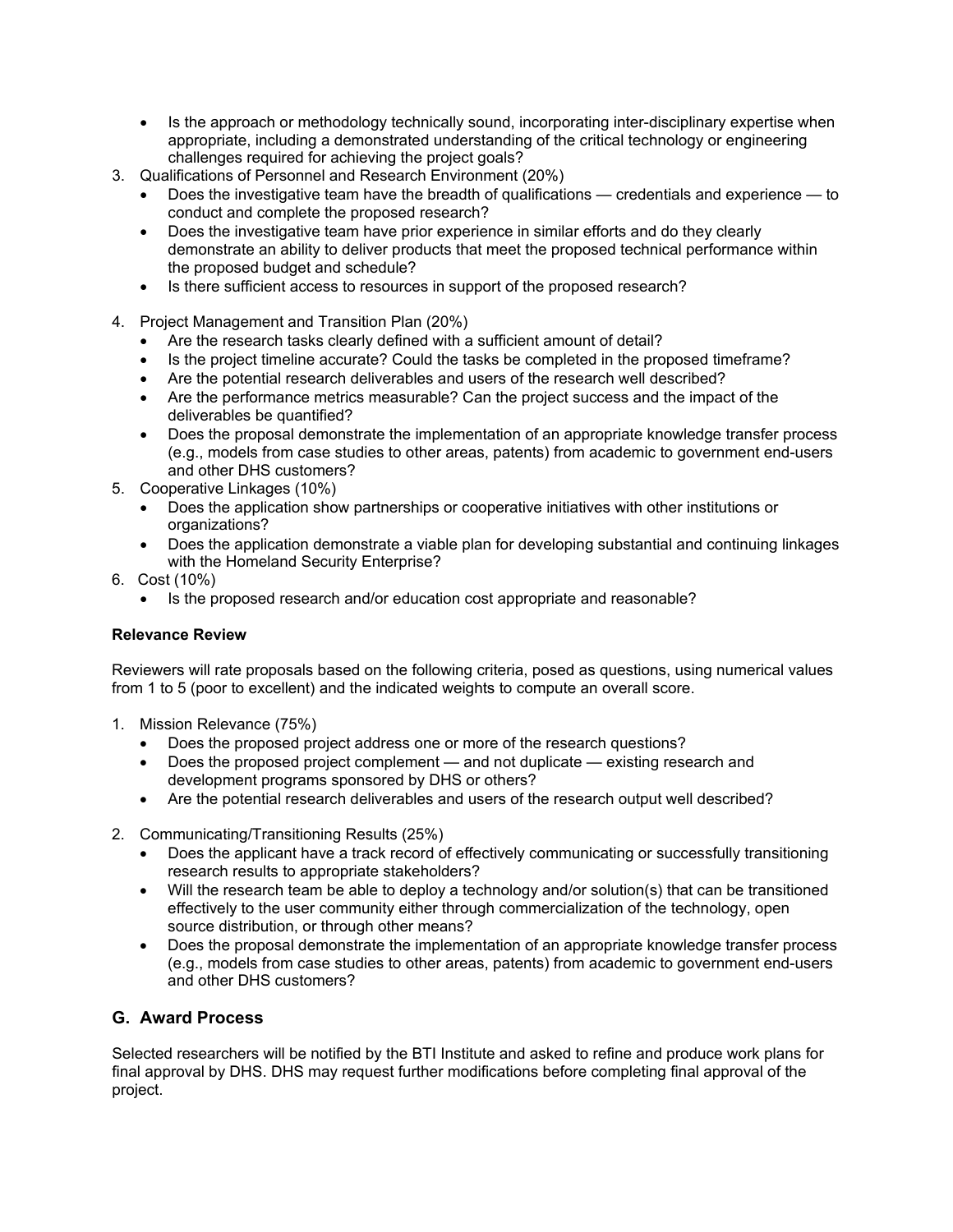- Is the approach or methodology technically sound, incorporating inter-disciplinary expertise when appropriate, including a demonstrated understanding of the critical technology or engineering challenges required for achieving the project goals?

3. Qualifications of Personnel and Research Environment (20%)
   - Does the investigative team have the breadth of qualifications — credentials and experience — to conduct and complete the proposed research?
   - Does the investigative team have prior experience in similar efforts and do they clearly demonstrate an ability to deliver products that meet the proposed technical performance within the proposed budget and schedule?
   - Is there sufficient access to resources in support of the proposed research?

4. Project Management and Transition Plan (20%)
   - Are the research tasks clearly defined with a sufficient amount of detail?
   - Is the project timeline accurate? Could the tasks be completed in the proposed timeframe?
   - Are the potential research deliverables and users of the research well described?
   - Are the performance metrics measurable? Can the project success and the impact of the deliverables be quantified?
   - Does the proposal demonstrate the implementation of an appropriate knowledge transfer process (e.g., models from case studies to other areas, patents) from academic to government end-users and other DHS customers?

5. Cooperative Linkages (10%)
   - Does the application show partnerships or cooperative initiatives with other institutions or organizations?
   - Does the application demonstrate a viable plan for developing substantial and continuing linkages with the Homeland Security Enterprise?

6. Cost (10%)
   - Is the proposed research and/or education cost appropriate and reasonable?

**Relevance Review**

Reviewers will rate proposals based on the following criteria, posed as questions, using numerical values from 1 to 5 (poor to excellent) and the indicated weights to compute an overall score.

1. Mission Relevance (75%)
   - Does the proposed project address one or more of the research questions?
   - Does the proposed project complement — and not duplicate — existing research and development programs sponsored by DHS or others?
   - Are the potential research deliverables and users of the research output well described?

2. Communicating/Transitioning Results (25%)
   - Does the applicant have a track record of effectively communicating or successfully transitioning research results to appropriate stakeholders?
   - Will the research team be able to deploy a technology and/or solution(s) that can be transitioned effectively to the user community either through commercialization of the technology, open source distribution, or through other means?
   - Does the proposal demonstrate the implementation of an appropriate knowledge transfer process (e.g., models from case studies to other areas, patents) from academic to government end-users and other DHS customers?

## G. Award Process

Selected researchers will be notified by the BTI Institute and asked to refine and produce work plans for final approval by DHS. DHS may request further modifications before completing final approval of the project.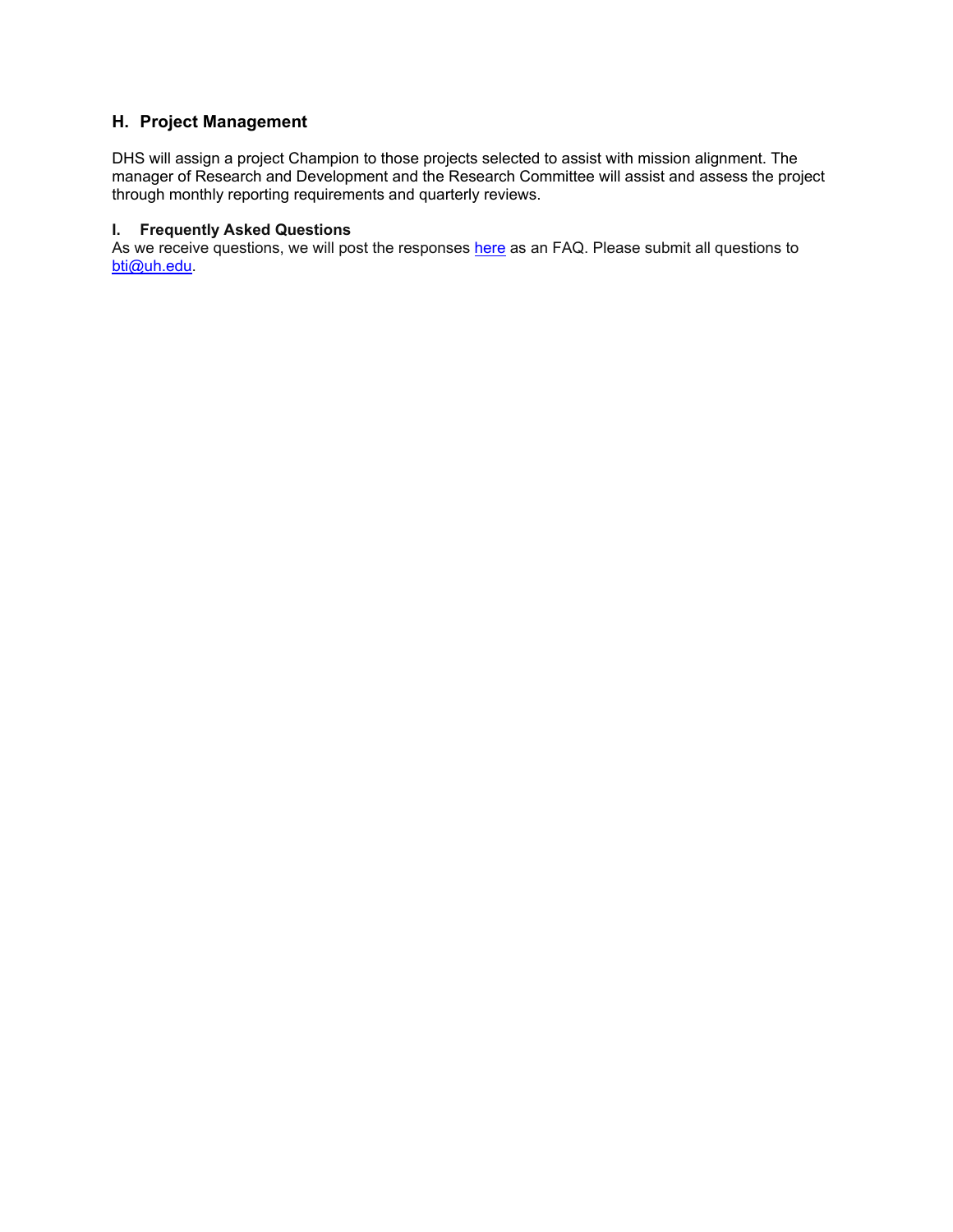## H. Project Management

DHS will assign a project Champion to those projects selected to assist with mission alignment. The manager of Research and Development and the Research Committee will assist and assess the project through monthly reporting requirements and quarterly reviews.

### I. Frequently Asked Questions

As we receive questions, we will post the responses here as an FAQ. Please submit all questions to bti@uh.edu.